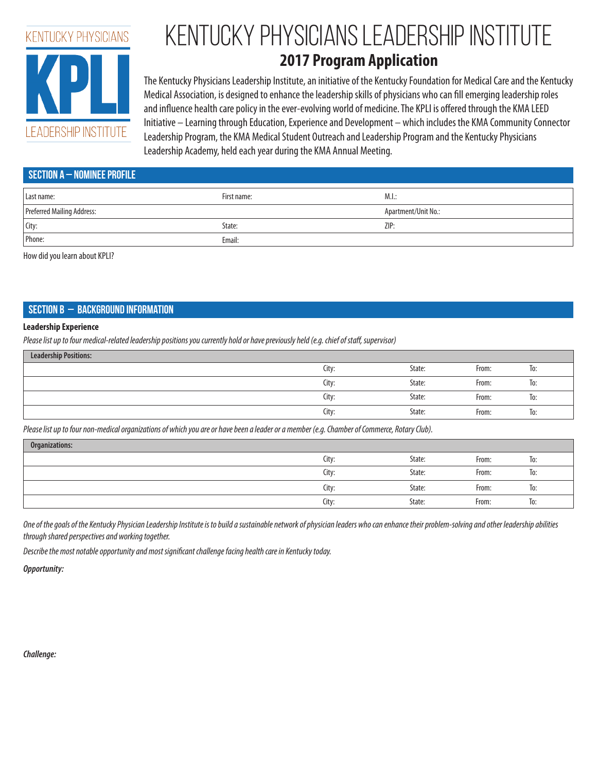KENTUCKY PHYSICIANS

KPLI

LEADERSHIP INSTITUTE

# KENTUCKY PHYSICIANS LEADERSHIP INSTITUTE

## 2017 Program Application

The Kentucky Physicians Leadership Institute, an initiative of the Kentucky Foundation for Medical Care and the Kentucky Medical Association, is designed to enhance the leadership skills of physicians who can fill emerging leadership roles and influence health care policy in the ever-evolving world of medicine. The KPLI is offered through the KMA LEED Initiative – Learning through Education, Experience and Development – which includes the KMA Community Connector Leadership Program, the KMA Medical Student Outreach and Leadership Program and the Kentucky Physicians Leadership Academy, held each year during the KMA Annual Meeting.

## SECTION A – NOMINEE PROFILE

| Last name: | First name: | M.I.: |
|---|---|---|
| Preferred Mailing Address: | | Apartment/Unit No.: |
| City: | State: | ZIP: |
| Phone: | Email: | |

How did you learn about KPLI?

## SECTION B – BACKGROUND INFORMATION

**Leadership Experience**

*Please list up to four medical-related leadership positions you currently hold or have previously held (e.g. chief of staff, supervisor)*

| Leadership Positions: | | | | |
|---|---|---|---|---|
| | City: | State: | From: | To: |
| | City: | State: | From: | To: |
| | City: | State: | From: | To: |
| | City: | State: | From: | To: |

*Please list up to four non-medical organizations of which you are or have been a leader or a member (e.g. Chamber of Commerce, Rotary Club).*

| Organizations: | | | | |
|---|---|---|---|---|
| | City: | State: | From: | To: |
| | City: | State: | From: | To: |
| | City: | State: | From: | To: |
| | City: | State: | From: | To: |

*One of the goals of the Kentucky Physician Leadership Institute is to build a sustainable network of physician leaders who can enhance their problem-solving and other leadership abilities through shared perspectives and working together.*

*Describe the most notable opportunity and most significant challenge facing health care in Kentucky today.*

***Opportunity:***

***Challenge:***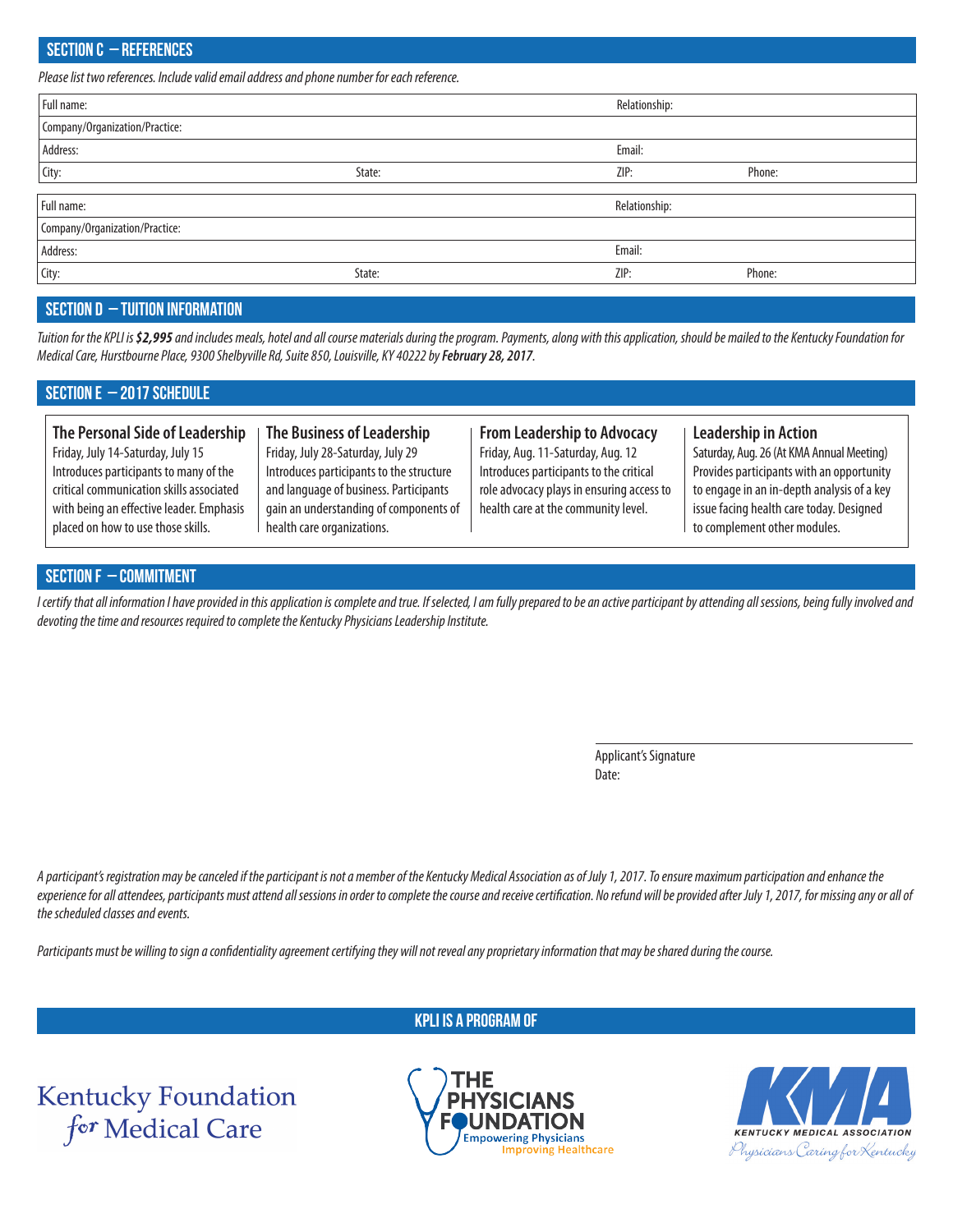## SECTION C – REFERENCES

*Please list two references. Include valid email address and phone number for each reference.*

| | | | |
|---|---|---|---|
| Full name: | | Relationship: | |
| Company/Organization/Practice: | | | |
| Address: | | Email: | |
| City: | State: | ZIP: | Phone: |

| | | | |
|---|---|---|---|
| Full name: | | Relationship: | |
| Company/Organization/Practice: | | | |
| Address: | | Email: | |
| City: | State: | ZIP: | Phone: |

## SECTION D – TUITION INFORMATION

*Tuition for the KPLI is **$2,995** and includes meals, hotel and all course materials during the program. Payments, along with this application, should be mailed to the Kentucky Foundation for Medical Care, Hurstbourne Place, 9300 Shelbyville Rd, Suite 850, Louisville, KY 40222 by **February 28, 2017**.*

## SECTION E – 2017 SCHEDULE

### The Personal Side of Leadership

Friday, July 14-Saturday, July 15

Introduces participants to many of the critical communication skills associated with being an effective leader. Emphasis placed on how to use those skills.

### The Business of Leadership

Friday, July 28-Saturday, July 29

Introduces participants to the structure and language of business. Participants gain an understanding of components of health care organizations.

### From Leadership to Advocacy

Friday, Aug. 11-Saturday, Aug. 12

Introduces participants to the critical role advocacy plays in ensuring access to health care at the community level.

### Leadership in Action

Saturday, Aug. 26 (At KMA Annual Meeting)

Provides participants with an opportunity to engage in an in-depth analysis of a key issue facing health care today. Designed to complement other modules.

## SECTION F – COMMITMENT

*I certify that all information I have provided in this application is complete and true. If selected, I am fully prepared to be an active participant by attending all sessions, being fully involved and devoting the time and resources required to complete the Kentucky Physicians Leadership Institute.*

Applicant's Signature

Date:

*A participant's registration may be canceled if the participant is not a member of the Kentucky Medical Association as of July 1, 2017. To ensure maximum participation and enhance the experience for all attendees, participants must attend all sessions in order to complete the course and receive certification. No refund will be provided after July 1, 2017, for missing any or all of the scheduled classes and events.*

*Participants must be willing to sign a confidentiality agreement certifying they will not reveal any proprietary information that may be shared during the course.*

## KPLI IS A PROGRAM OF

Kentucky Foundation for Medical Care

THE PHYSICIANS FOUNDATION
Empowering Physicians
Improving Healthcare

KMA
KENTUCKY MEDICAL ASSOCIATION
Physicians Caring for Kentucky